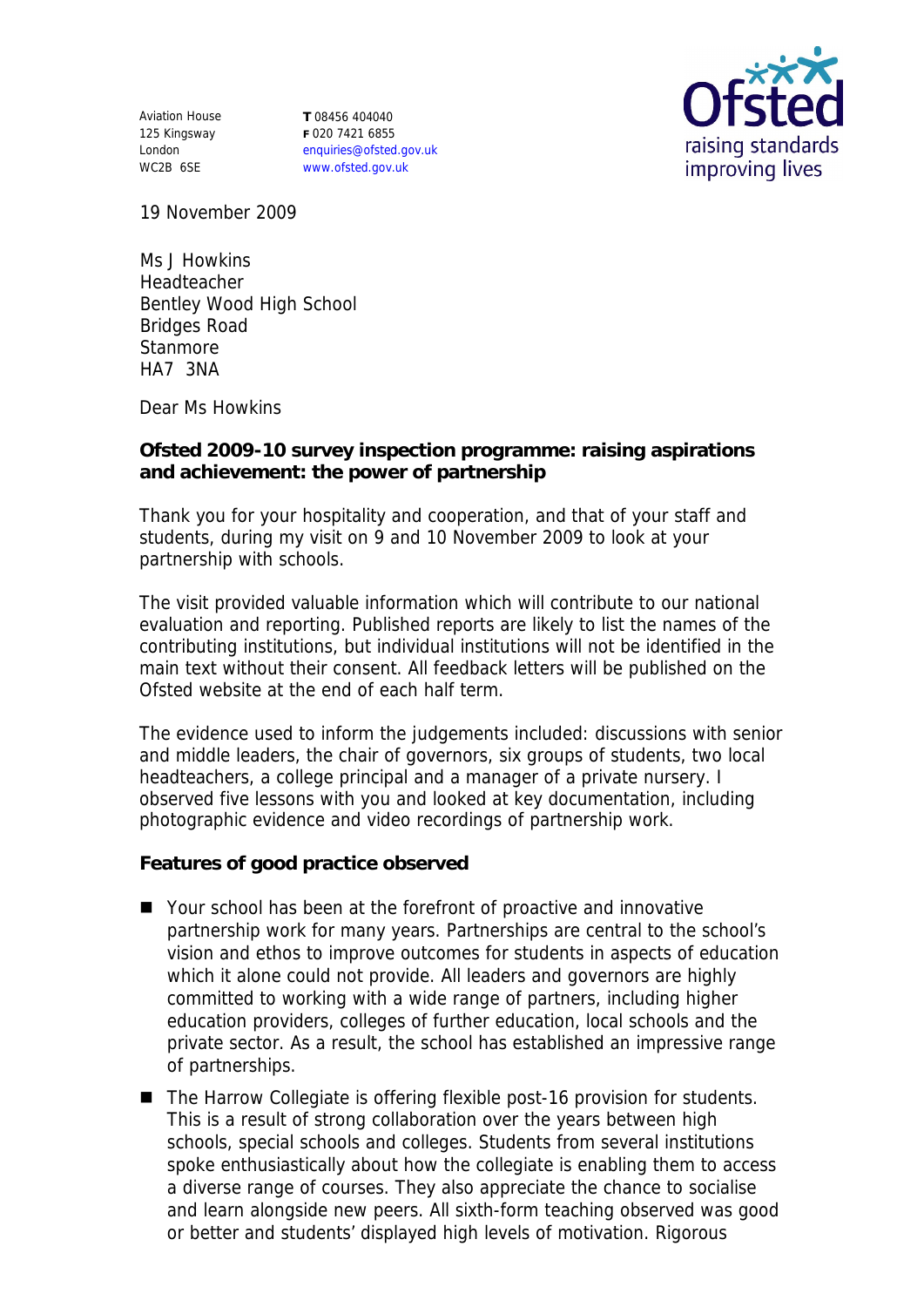Aviation House
125 Kingsway
London
WC2B 6SE

**T** 08456 404040
**F** 020 7421 6855
enquiries@ofsted.gov.uk
www.ofsted.gov.uk

Ofsted
raising standards
improving lives

19 November 2009

Ms J Howkins
Headteacher
Bentley Wood High School
Bridges Road
Stanmore
HA7 3NA

Dear Ms Howkins

**Ofsted 2009-10 survey inspection programme: raising aspirations and achievement: the power of partnership**

Thank you for your hospitality and cooperation, and that of your staff and students, during my visit on 9 and 10 November 2009 to look at your partnership with schools.

The visit provided valuable information which will contribute to our national evaluation and reporting. Published reports are likely to list the names of the contributing institutions, but individual institutions will not be identified in the main text without their consent. All feedback letters will be published on the Ofsted website at the end of each half term.

The evidence used to inform the judgements included: discussions with senior and middle leaders, the chair of governors, six groups of students, two local headteachers, a college principal and a manager of a private nursery. I observed five lessons with you and looked at key documentation, including photographic evidence and video recordings of partnership work.

**Features of good practice observed**

- Your school has been at the forefront of proactive and innovative partnership work for many years. Partnerships are central to the school's vision and ethos to improve outcomes for students in aspects of education which it alone could not provide. All leaders and governors are highly committed to working with a wide range of partners, including higher education providers, colleges of further education, local schools and the private sector. As a result, the school has established an impressive range of partnerships.
- The Harrow Collegiate is offering flexible post-16 provision for students. This is a result of strong collaboration over the years between high schools, special schools and colleges. Students from several institutions spoke enthusiastically about how the collegiate is enabling them to access a diverse range of courses. They also appreciate the chance to socialise and learn alongside new peers. All sixth-form teaching observed was good or better and students' displayed high levels of motivation. Rigorous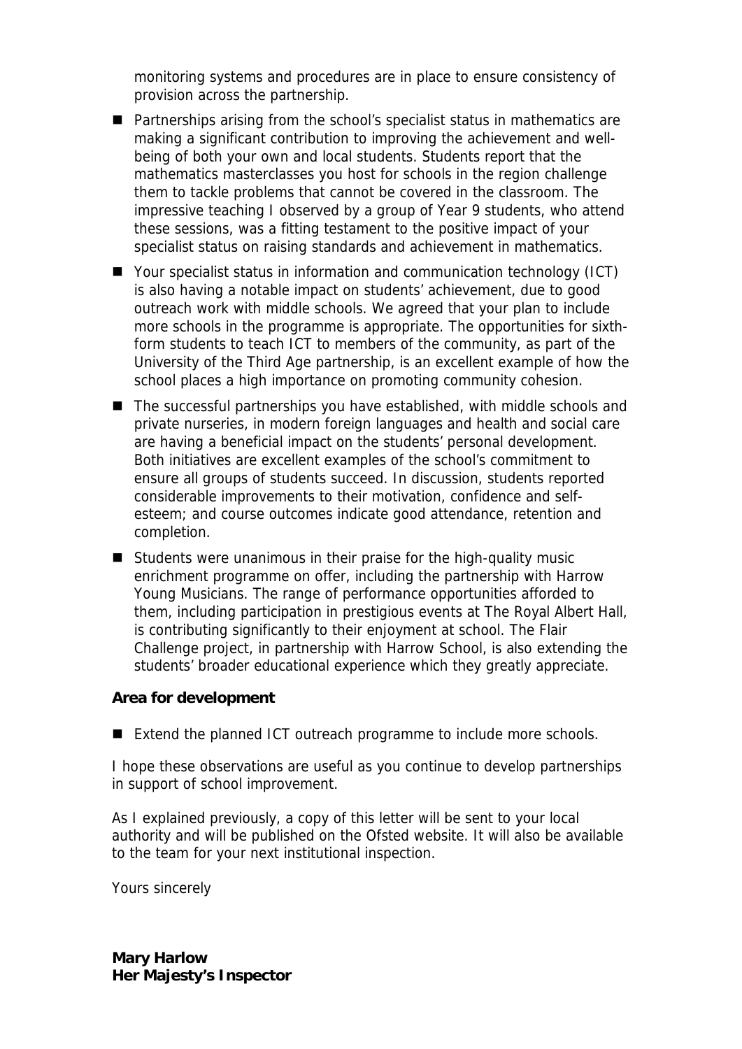monitoring systems and procedures are in place to ensure consistency of provision across the partnership.

- Partnerships arising from the school's specialist status in mathematics are making a significant contribution to improving the achievement and well-being of both your own and local students. Students report that the mathematics masterclasses you host for schools in the region challenge them to tackle problems that cannot be covered in the classroom. The impressive teaching I observed by a group of Year 9 students, who attend these sessions, was a fitting testament to the positive impact of your specialist status on raising standards and achievement in mathematics.
- Your specialist status in information and communication technology (ICT) is also having a notable impact on students' achievement, due to good outreach work with middle schools. We agreed that your plan to include more schools in the programme is appropriate. The opportunities for sixth-form students to teach ICT to members of the community, as part of the University of the Third Age partnership, is an excellent example of how the school places a high importance on promoting community cohesion.
- The successful partnerships you have established, with middle schools and private nurseries, in modern foreign languages and health and social care are having a beneficial impact on the students' personal development. Both initiatives are excellent examples of the school's commitment to ensure all groups of students succeed. In discussion, students reported considerable improvements to their motivation, confidence and self-esteem; and course outcomes indicate good attendance, retention and completion.
- Students were unanimous in their praise for the high-quality music enrichment programme on offer, including the partnership with Harrow Young Musicians. The range of performance opportunities afforded to them, including participation in prestigious events at The Royal Albert Hall, is contributing significantly to their enjoyment at school. The Flair Challenge project, in partnership with Harrow School, is also extending the students' broader educational experience which they greatly appreciate.

**Area for development**

- Extend the planned ICT outreach programme to include more schools.

I hope these observations are useful as you continue to develop partnerships in support of school improvement.

As I explained previously, a copy of this letter will be sent to your local authority and will be published on the Ofsted website. It will also be available to the team for your next institutional inspection.

Yours sincerely

**Mary Harlow**
**Her Majesty's Inspector**